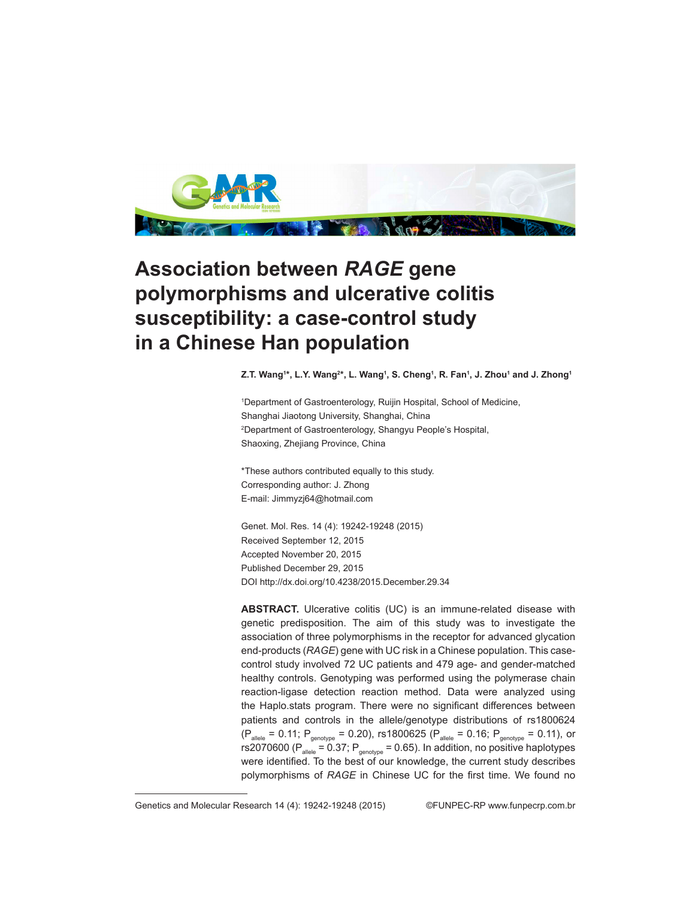# Association between *RAGE* gene polymorphisms and ulcerative colitis susceptibility: a case-control study in a Chinese Han population

**Z.T. Wang[1]*, L.Y. Wang[2]*, L. Wang[1], S. Cheng[1], R. Fan[1], J. Zhou[1] and J. Zhong[1]**

[1]Department of Gastroenterology, Ruijin Hospital, School of Medicine, Shanghai Jiaotong University, Shanghai, China
[2]Department of Gastroenterology, Shangyu People's Hospital, Shaoxing, Zhejiang Province, China

*These authors contributed equally to this study.
Corresponding author: J. Zhong
E-mail: Jimmyzj64@hotmail.com

Genet. Mol. Res. 14 (4): 19242-19248 (2015)
Received September 12, 2015
Accepted November 20, 2015
Published December 29, 2015
DOI http://dx.doi.org/10.4238/2015.December.29.34

**ABSTRACT.** Ulcerative colitis (UC) is an immune-related disease with genetic predisposition. The aim of this study was to investigate the association of three polymorphisms in the receptor for advanced glycation end-products (*RAGE*) gene with UC risk in a Chinese population. This case-control study involved 72 UC patients and 479 age- and gender-matched healthy controls. Genotyping was performed using the polymerase chain reaction-ligase detection reaction method. Data were analyzed using the Haplo.stats program. There were no significant differences between patients and controls in the allele/genotype distributions of rs1800624 ($P_{allele}$ = 0.11; $P_{genotype}$ = 0.20), rs1800625 ($P_{allele}$ = 0.16; $P_{genotype}$ = 0.11), or rs2070600 ($P_{allele}$ = 0.37; $P_{genotype}$ = 0.65). In addition, no positive haplotypes were identified. To the best of our knowledge, the current study describes polymorphisms of *RAGE* in Chinese UC for the first time. We found no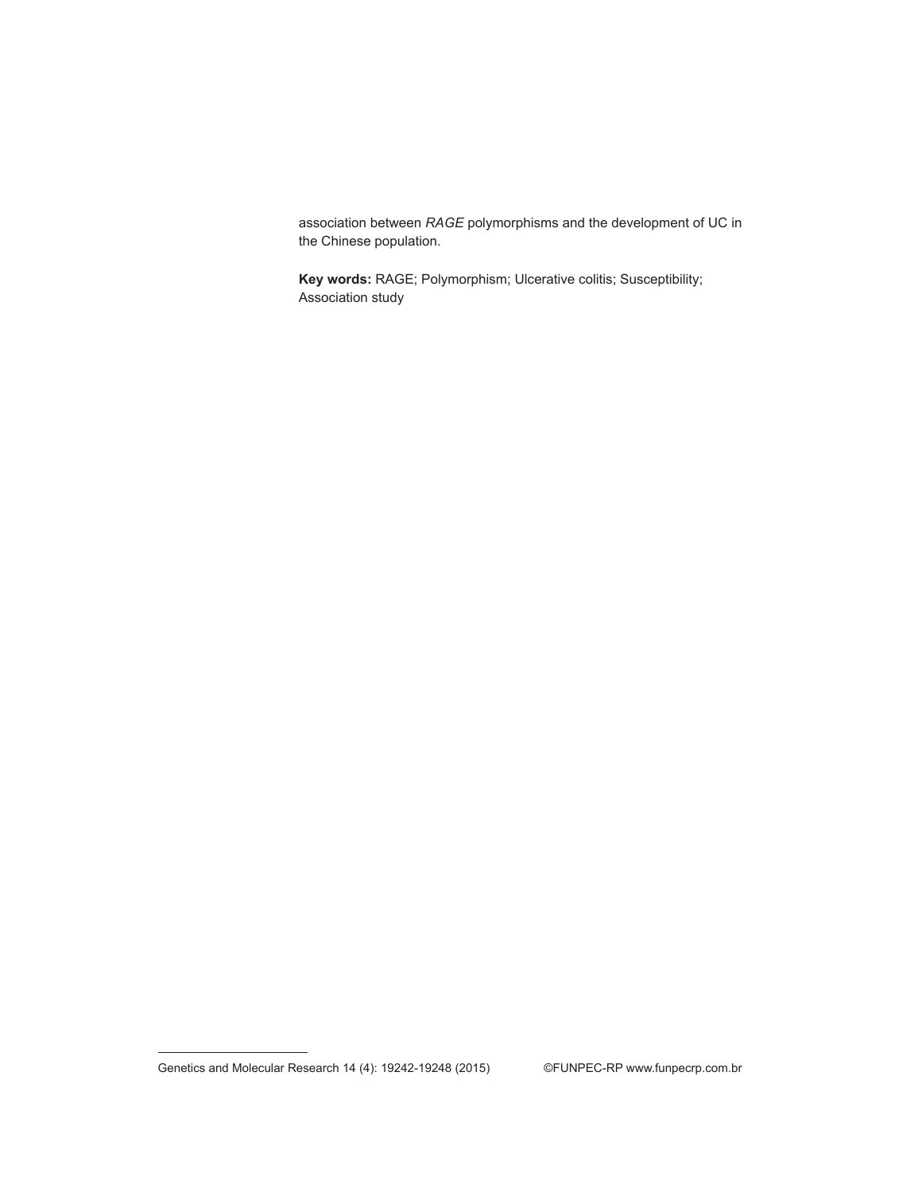association between *RAGE* polymorphisms and the development of UC in the Chinese population.

**Key words:** RAGE; Polymorphism; Ulcerative colitis; Susceptibility; Association study